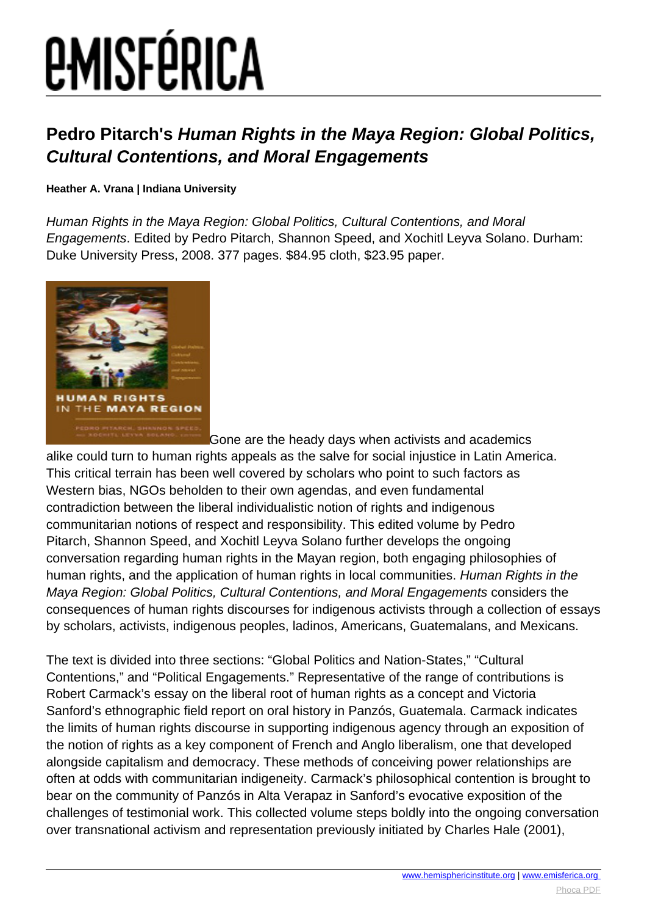# Pedro Pitarch's *Human Rights in the Maya Region: Global Politics, Cultural Contentions, and Moral Engagements*

**Heather A. Vrana | Indiana University**

*Human Rights in the Maya Region: Global Politics, Cultural Contentions, and Moral Engagements*. Edited by Pedro Pitarch, Shannon Speed, and Xochitl Leyva Solano. Durham: Duke University Press, 2008. 377 pages. $84.95 cloth, $23.95 paper.

Gone are the heady days when activists and academics alike could turn to human rights appeals as the salve for social injustice in Latin America. This critical terrain has been well covered by scholars who point to such factors as Western bias, NGOs beholden to their own agendas, and even fundamental contradiction between the liberal individualistic notion of rights and indigenous communitarian notions of respect and responsibility. This edited volume by Pedro Pitarch, Shannon Speed, and Xochitl Leyva Solano further develops the ongoing conversation regarding human rights in the Mayan region, both engaging philosophies of human rights, and the application of human rights in local communities. *Human Rights in the Maya Region: Global Politics, Cultural Contentions, and Moral Engagements* considers the consequences of human rights discourses for indigenous activists through a collection of essays by scholars, activists, indigenous peoples, ladinos, Americans, Guatemalans, and Mexicans.

The text is divided into three sections: "Global Politics and Nation-States," "Cultural Contentions," and "Political Engagements." Representative of the range of contributions is Robert Carmack's essay on the liberal root of human rights as a concept and Victoria Sanford's ethnographic field report on oral history in Panzós, Guatemala. Carmack indicates the limits of human rights discourse in supporting indigenous agency through an exposition of the notion of rights as a key component of French and Anglo liberalism, one that developed alongside capitalism and democracy. These methods of conceiving power relationships are often at odds with communitarian indigeneity. Carmack's philosophical contention is brought to bear on the community of Panzós in Alta Verapaz in Sanford's evocative exposition of the challenges of testimonial work. This collected volume steps boldly into the ongoing conversation over transnational activism and representation previously initiated by Charles Hale (2001),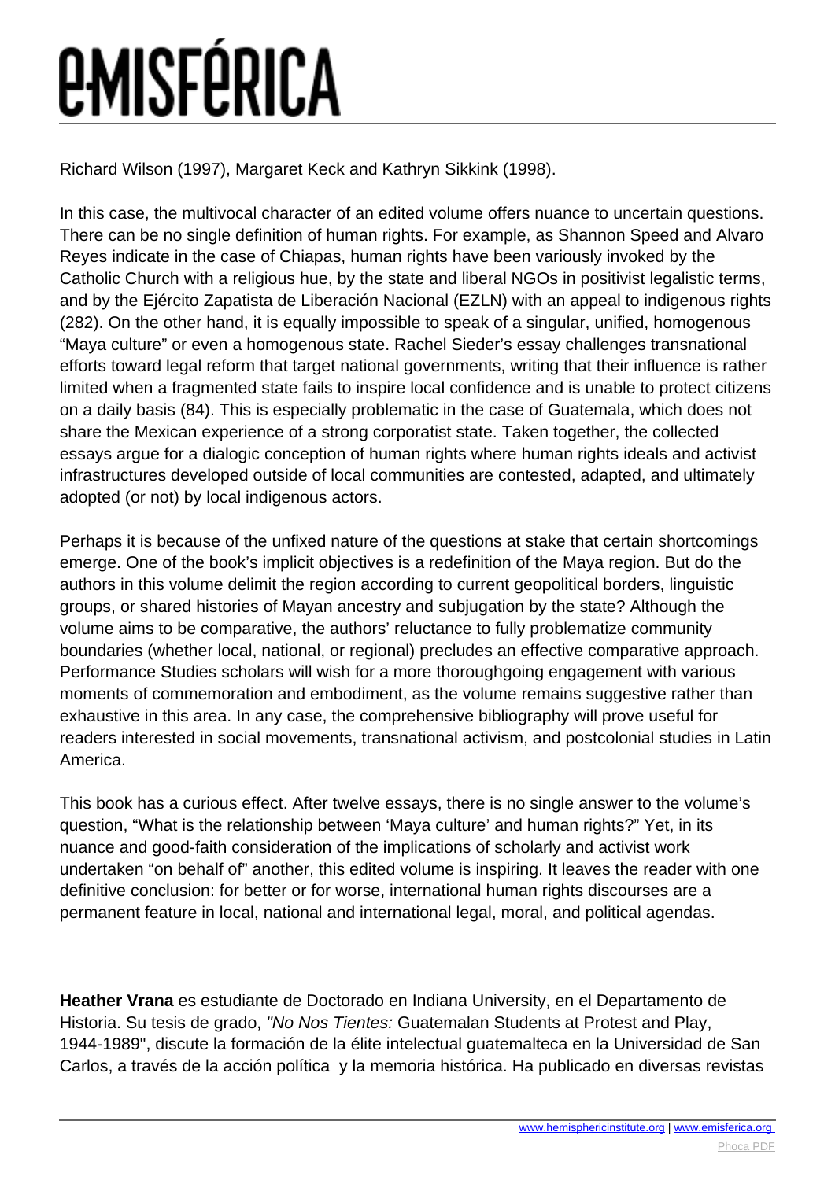Richard Wilson (1997), Margaret Keck and Kathryn Sikkink (1998).

In this case, the multivocal character of an edited volume offers nuance to uncertain questions. There can be no single definition of human rights. For example, as Shannon Speed and Alvaro Reyes indicate in the case of Chiapas, human rights have been variously invoked by the Catholic Church with a religious hue, by the state and liberal NGOs in positivist legalistic terms, and by the Ejército Zapatista de Liberación Nacional (EZLN) with an appeal to indigenous rights (282). On the other hand, it is equally impossible to speak of a singular, unified, homogenous "Maya culture" or even a homogenous state. Rachel Sieder's essay challenges transnational efforts toward legal reform that target national governments, writing that their influence is rather limited when a fragmented state fails to inspire local confidence and is unable to protect citizens on a daily basis (84). This is especially problematic in the case of Guatemala, which does not share the Mexican experience of a strong corporatist state. Taken together, the collected essays argue for a dialogic conception of human rights where human rights ideals and activist infrastructures developed outside of local communities are contested, adapted, and ultimately adopted (or not) by local indigenous actors.

Perhaps it is because of the unfixed nature of the questions at stake that certain shortcomings emerge. One of the book's implicit objectives is a redefinition of the Maya region. But do the authors in this volume delimit the region according to current geopolitical borders, linguistic groups, or shared histories of Mayan ancestry and subjugation by the state? Although the volume aims to be comparative, the authors' reluctance to fully problematize community boundaries (whether local, national, or regional) precludes an effective comparative approach. Performance Studies scholars will wish for a more thoroughgoing engagement with various moments of commemoration and embodiment, as the volume remains suggestive rather than exhaustive in this area. In any case, the comprehensive bibliography will prove useful for readers interested in social movements, transnational activism, and postcolonial studies in Latin America.

This book has a curious effect. After twelve essays, there is no single answer to the volume's question, "What is the relationship between 'Maya culture' and human rights?" Yet, in its nuance and good-faith consideration of the implications of scholarly and activist work undertaken "on behalf of" another, this edited volume is inspiring. It leaves the reader with one definitive conclusion: for better or for worse, international human rights discourses are a permanent feature in local, national and international legal, moral, and political agendas.

---

**Heather Vrana** es estudiante de Doctorado en Indiana University, en el Departamento de Historia. Su tesis de grado, *"No Nos Tientes:* Guatemalan Students at Protest and Play, 1944-1989", discute la formación de la élite intelectual guatemalteca en la Universidad de San Carlos, a través de la acción política y la memoria histórica. Ha publicado en diversas revistas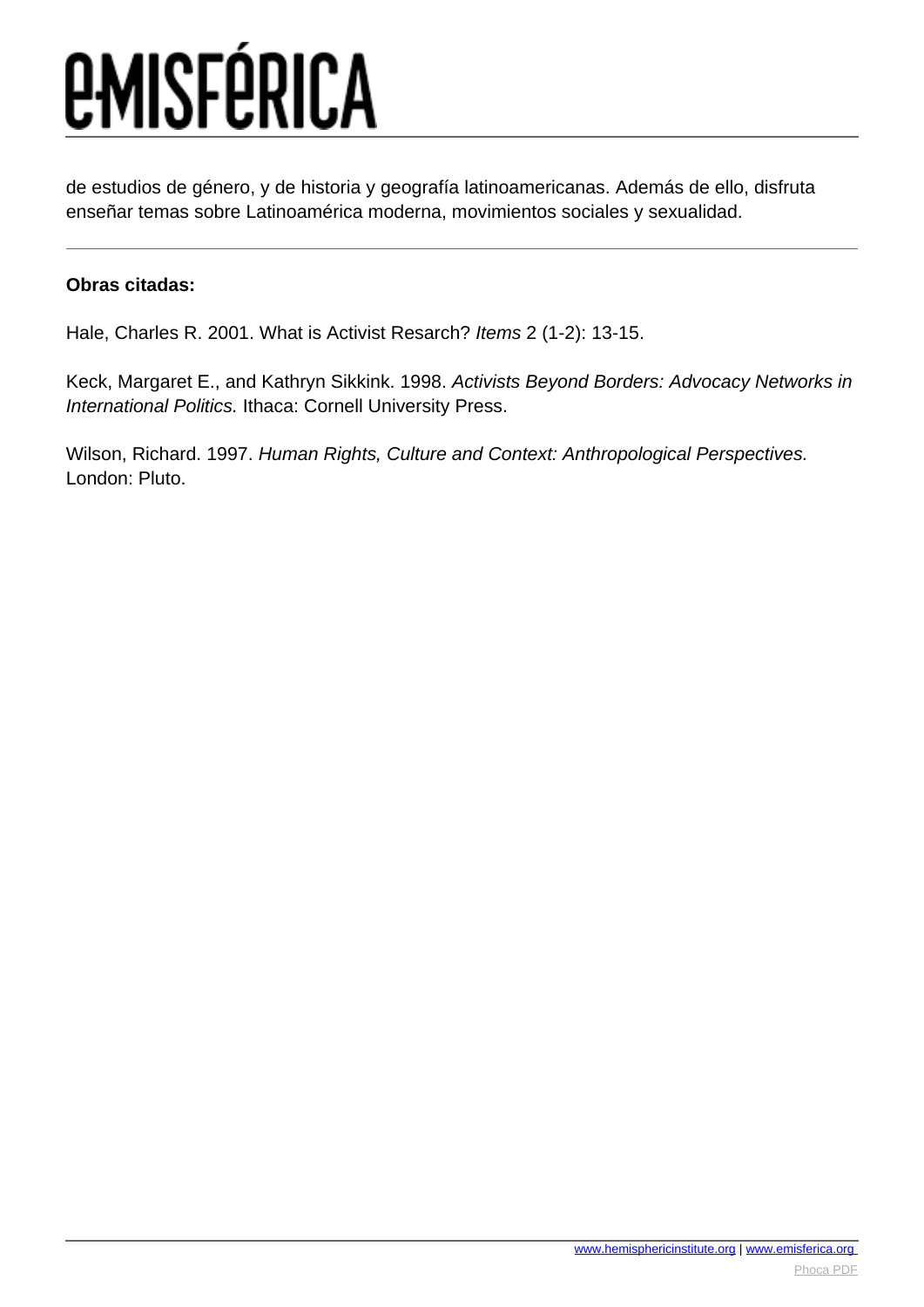de estudios de género, y de historia y geografía latinoamericanas. Además de ello, disfruta enseñar temas sobre Latinoamérica moderna, movimientos sociales y sexualidad.

---

**Obras citadas:**

Hale, Charles R. 2001. What is Activist Resarch? *Items* 2 (1-2): 13-15.

Keck, Margaret E., and Kathryn Sikkink. 1998. *Activists Beyond Borders: Advocacy Networks in International Politics.* Ithaca: Cornell University Press.

Wilson, Richard. 1997. *Human Rights, Culture and Context: Anthropological Perspectives.* London: Pluto.